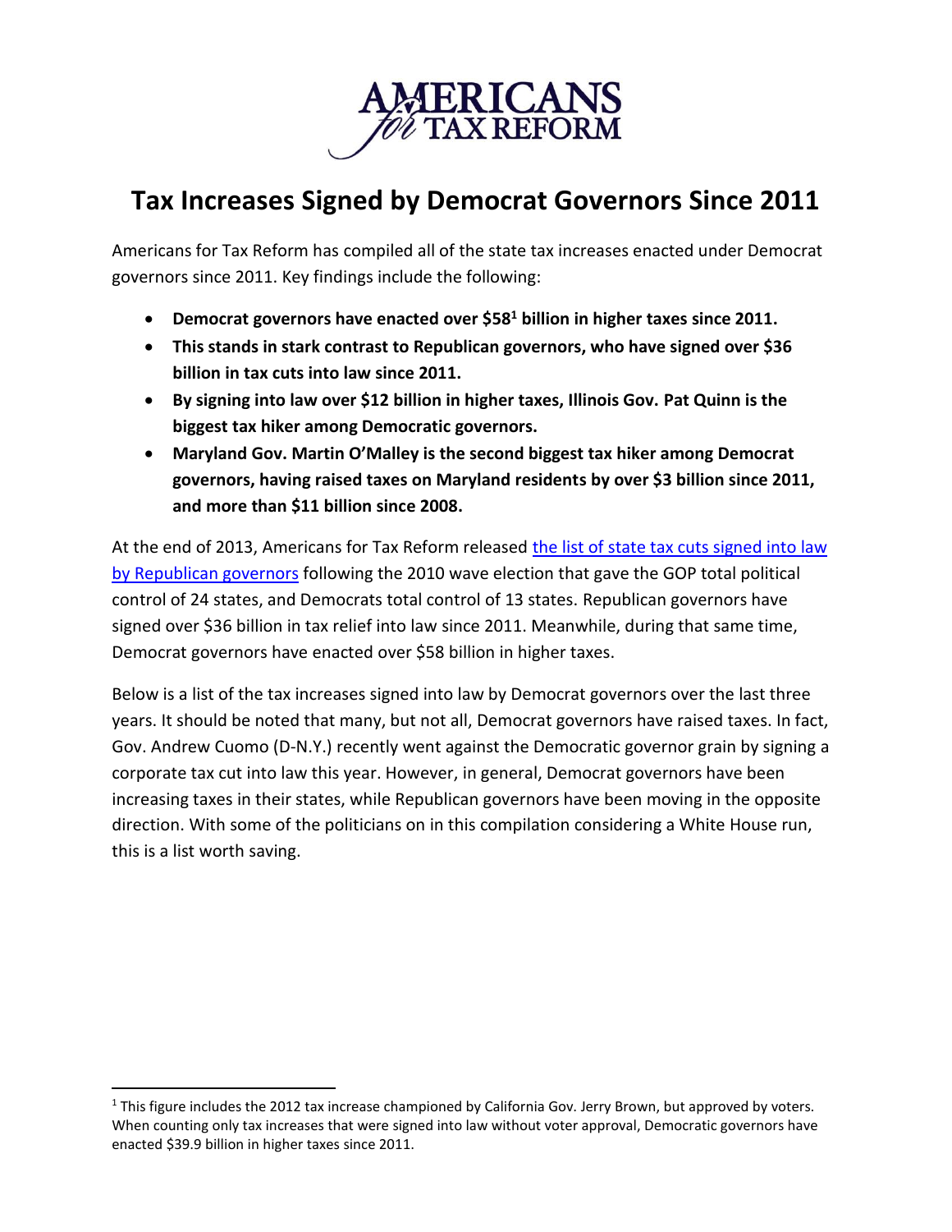AMERICANS *for* TAX REFORM

# Tax Increases Signed by Democrat Governors Since 2011

Americans for Tax Reform has compiled all of the state tax increases enacted under Democrat governors since 2011. Key findings include the following:

- **Democrat governors have enacted over $58[1] billion in higher taxes since 2011.**
- **This stands in stark contrast to Republican governors, who have signed over $36 billion in tax cuts into law since 2011.**
- **By signing into law over $12 billion in higher taxes, Illinois Gov. Pat Quinn is the biggest tax hiker among Democratic governors.**
- **Maryland Gov. Martin O'Malley is the second biggest tax hiker among Democrat governors, having raised taxes on Maryland residents by over $3 billion since 2011, and more than $11 billion since 2008.**

At the end of 2013, Americans for Tax Reform released the list of state tax cuts signed into law by Republican governors following the 2010 wave election that gave the GOP total political control of 24 states, and Democrats total control of 13 states. Republican governors have signed over $36 billion in tax relief into law since 2011. Meanwhile, during that same time, Democrat governors have enacted over $58 billion in higher taxes.

Below is a list of the tax increases signed into law by Democrat governors over the last three years. It should be noted that many, but not all, Democrat governors have raised taxes. In fact, Gov. Andrew Cuomo (D-N.Y.) recently went against the Democratic governor grain by signing a corporate tax cut into law this year. However, in general, Democrat governors have been increasing taxes in their states, while Republican governors have been moving in the opposite direction. With some of the politicians on in this compilation considering a White House run, this is a list worth saving.

[1] This figure includes the 2012 tax increase championed by California Gov. Jerry Brown, but approved by voters. When counting only tax increases that were signed into law without voter approval, Democratic governors have enacted $39.9 billion in higher taxes since 2011.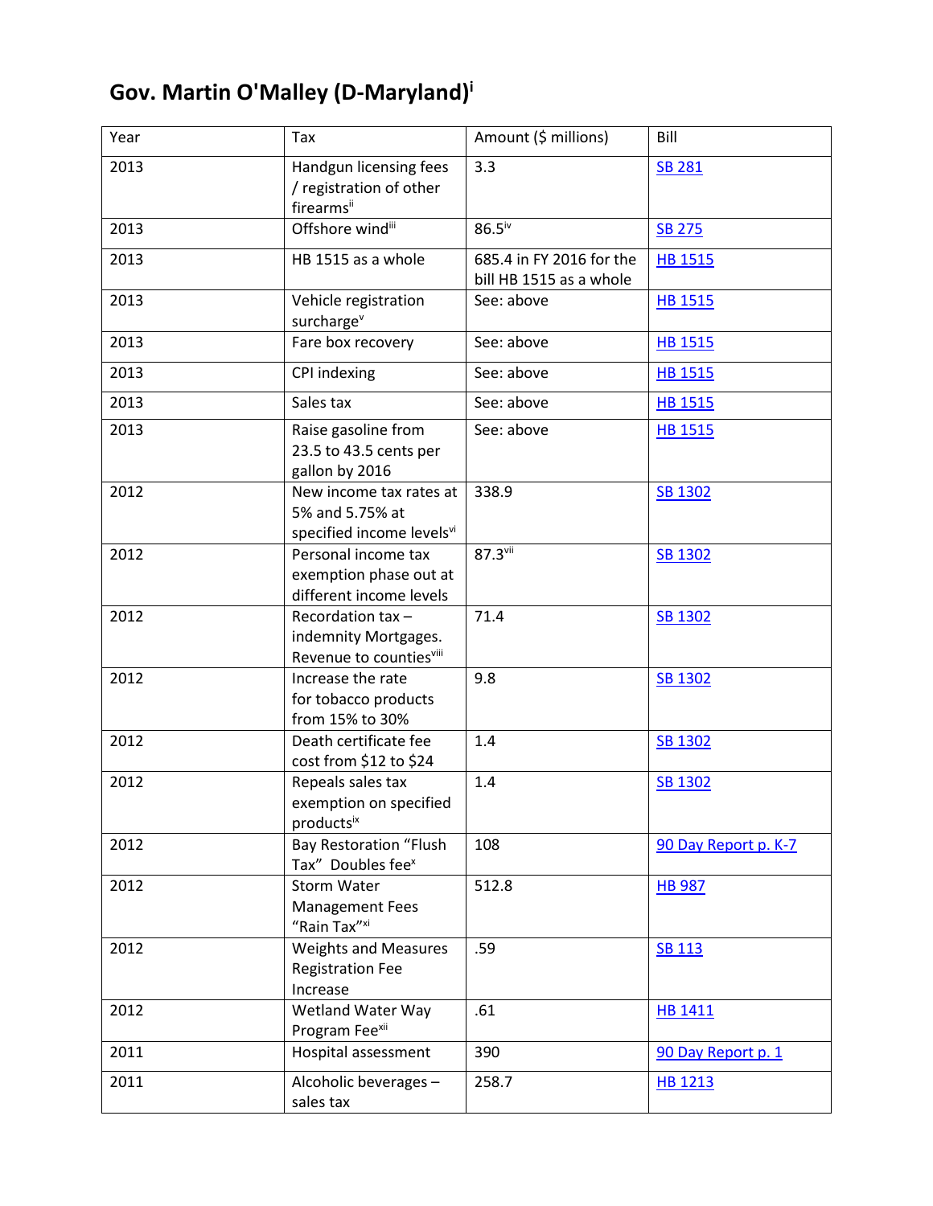## Gov. Martin O'Malley (D-Maryland)[i]

| Year | Tax | Amount ($ millions) | Bill |
|---|---|---|---|
| 2013 | Handgun licensing fees / registration of other firearms[ii] | 3.3 | SB 281 |
| 2013 | Offshore wind[iii] | 86.5[iv] | SB 275 |
| 2013 | HB 1515 as a whole | 685.4 in FY 2016 for the bill HB 1515 as a whole | HB 1515 |
| 2013 | Vehicle registration surcharge[v] | See: above | HB 1515 |
| 2013 | Fare box recovery | See: above | HB 1515 |
| 2013 | CPI indexing | See: above | HB 1515 |
| 2013 | Sales tax | See: above | HB 1515 |
| 2013 | Raise gasoline from 23.5 to 43.5 cents per gallon by 2016 | See: above | HB 1515 |
| 2012 | New income tax rates at 5% and 5.75% at specified income levels[vi] | 338.9 | SB 1302 |
| 2012 | Personal income tax exemption phase out at different income levels | 87.3[vii] | SB 1302 |
| 2012 | Recordation tax – indemnity Mortgages. Revenue to counties[viii] | 71.4 | SB 1302 |
| 2012 | Increase the rate for tobacco products from 15% to 30% | 9.8 | SB 1302 |
| 2012 | Death certificate fee cost from $12 to $24 | 1.4 | SB 1302 |
| 2012 | Repeals sales tax exemption on specified products[ix] | 1.4 | SB 1302 |
| 2012 | Bay Restoration "Flush Tax" Doubles fee[x] | 108 | 90 Day Report p. K-7 |
| 2012 | Storm Water Management Fees "Rain Tax"[xi] | 512.8 | HB 987 |
| 2012 | Weights and Measures Registration Fee Increase | .59 | SB 113 |
| 2012 | Wetland Water Way Program Fee[xii] | .61 | HB 1411 |
| 2011 | Hospital assessment | 390 | 90 Day Report p. 1 |
| 2011 | Alcoholic beverages – sales tax | 258.7 | HB 1213 |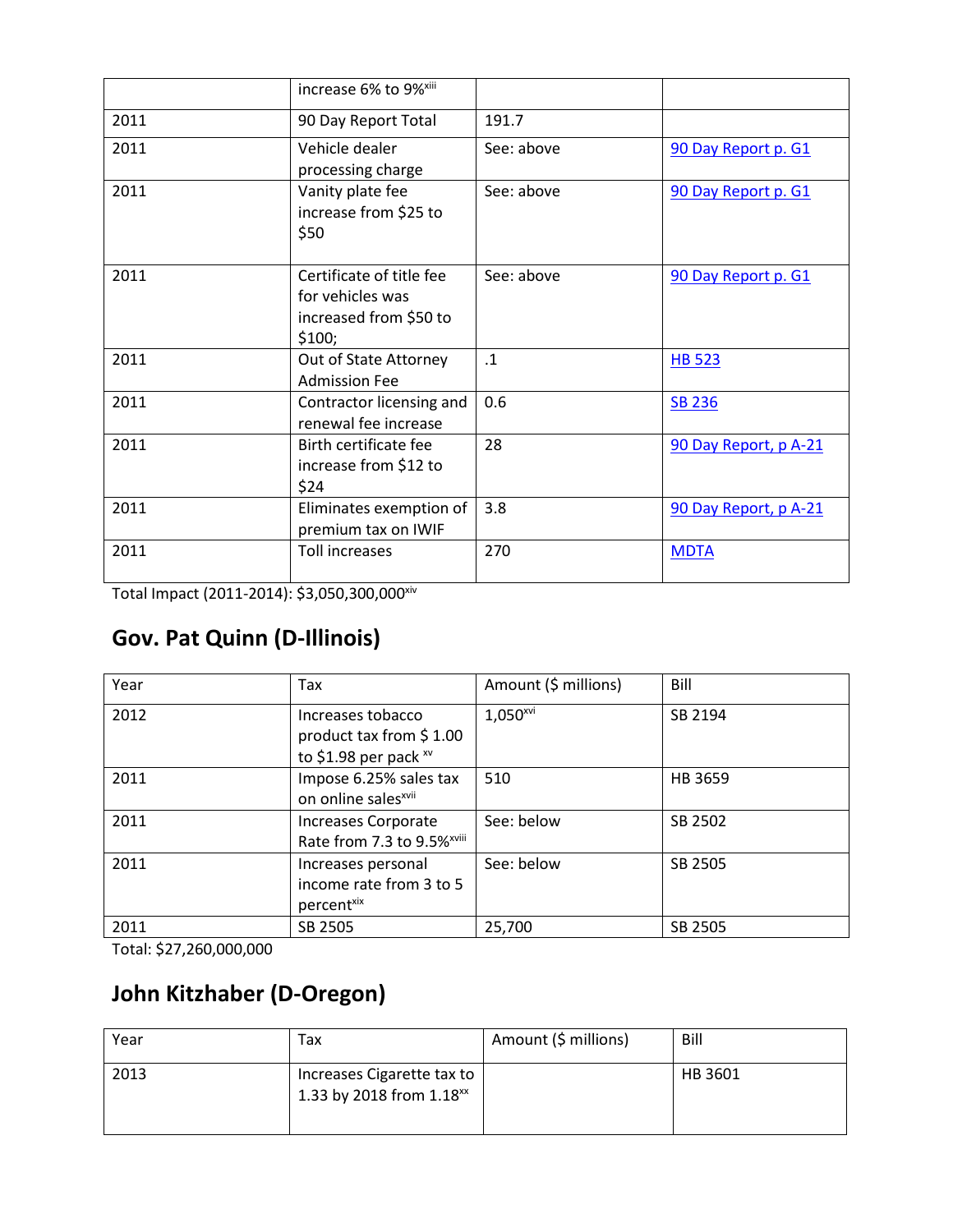| | | | |
|---|---|---|---|
| | increase 6% to 9%[xiii] | | |
| 2011 | 90 Day Report Total | 191.7 | |
| 2011 | Vehicle dealer processing charge | See: above | 90 Day Report p. G1 |
| 2011 | Vanity plate fee increase from $25 to $50 | See: above | 90 Day Report p. G1 |
| 2011 | Certificate of title fee for vehicles was increased from $50 to $100; | See: above | 90 Day Report p. G1 |
| 2011 | Out of State Attorney Admission Fee | .1 | HB 523 |
| 2011 | Contractor licensing and renewal fee increase | 0.6 | SB 236 |
| 2011 | Birth certificate fee increase from $12 to $24 | 28 | 90 Day Report, p A-21 |
| 2011 | Eliminates exemption of premium tax on IWIF | 3.8 | 90 Day Report, p A-21 |
| 2011 | Toll increases | 270 | MDTA |

Total Impact (2011-2014): $3,050,300,000[xiv]

## Gov. Pat Quinn (D-Illinois)

| Year | Tax | Amount ($ millions) | Bill |
|---|---|---|---|
| 2012 | Increases tobacco product tax from $ 1.00 to $1.98 per pack [xv] | 1,050[xvi] | SB 2194 |
| 2011 | Impose 6.25% sales tax on online sales[xvii] | 510 | HB 3659 |
| 2011 | Increases Corporate Rate from 7.3 to 9.5%[xviii] | See: below | SB 2502 |
| 2011 | Increases personal income rate from 3 to 5 percent[xix] | See: below | SB 2505 |
| 2011 | SB 2505 | 25,700 | SB 2505 |

Total: $27,260,000,000

## John Kitzhaber (D-Oregon)

| Year | Tax | Amount ($ millions) | Bill |
|---|---|---|---|
| 2013 | Increases Cigarette tax to 1.33 by 2018 from 1.18[xx] | | HB 3601 |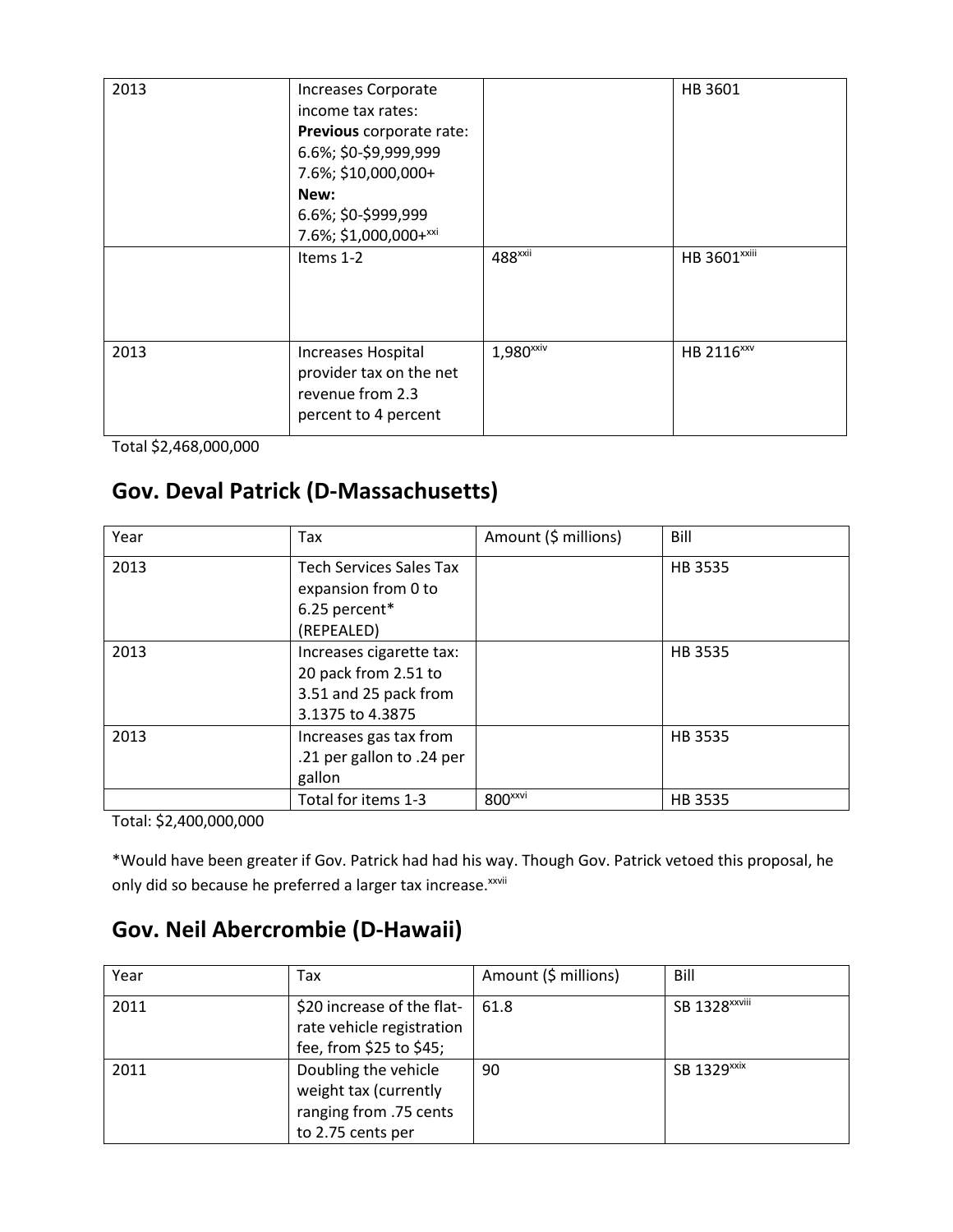| | | | |
|---|---|---|---|
| 2013 | Increases Corporate income tax rates: **Previous** corporate rate: 6.6%; \$0-\$9,999,999 7.6%; \$10,000,000+ **New:** 6.6%; \$0-\$999,999 7.6%; \$1,000,000+[xxi] | | HB 3601 |
| | Items 1-2 | 488[xxii] | HB 3601[xxiii] |
| 2013 | Increases Hospital provider tax on the net revenue from 2.3 percent to 4 percent | 1,980[xxiv] | HB 2116[xxv] |

Total \$2,468,000,000

## Gov. Deval Patrick (D-Massachusetts)

| Year | Tax | Amount (\$ millions) | Bill |
|---|---|---|---|
| 2013 | Tech Services Sales Tax expansion from 0 to 6.25 percent* (REPEALED) | | HB 3535 |
| 2013 | Increases cigarette tax: 20 pack from 2.51 to 3.51 and 25 pack from 3.1375 to 4.3875 | | HB 3535 |
| 2013 | Increases gas tax from .21 per gallon to .24 per gallon | | HB 3535 |
| | Total for items 1-3 | 800[xxvi] | HB 3535 |

Total: \$2,400,000,000

*Would have been greater if Gov. Patrick had had his way. Though Gov. Patrick vetoed this proposal, he only did so because he preferred a larger tax increase.[xxvii]

## Gov. Neil Abercrombie (D-Hawaii)

| Year | Tax | Amount (\$ millions) | Bill |
|---|---|---|---|
| 2011 | \$20 increase of the flat-rate vehicle registration fee, from \$25 to \$45; | 61.8 | SB 1328[xxviii] |
| 2011 | Doubling the vehicle weight tax (currently ranging from .75 cents to 2.75 cents per | 90 | SB 1329[xxix] |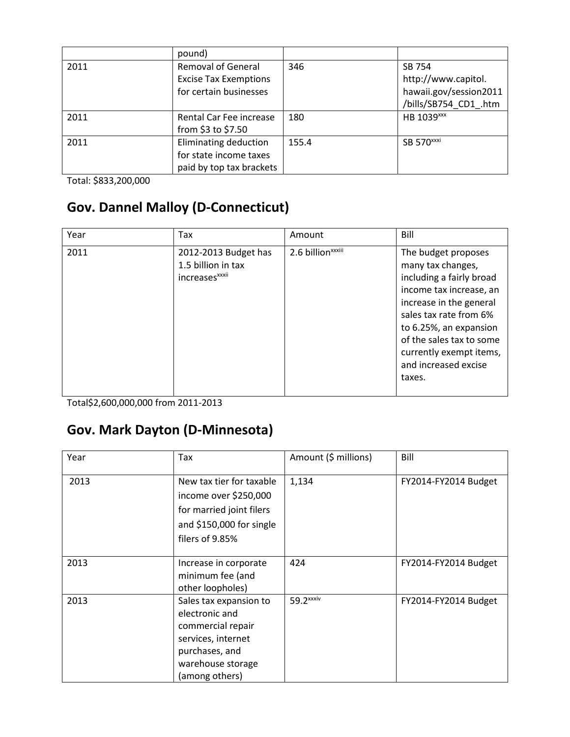| | | | |
|---|---|---|---|
| | pound) | | |
| 2011 | Removal of General Excise Tax Exemptions for certain businesses | 346 | SB 754 http://www.capitol.hawaii.gov/session2011/bills/SB754_CD1_.htm |
| 2011 | Rental Car Fee increase from $3 to $7.50 | 180 | HB 1039[xxx] |
| 2011 | Eliminating deduction for state income taxes paid by top tax brackets | 155.4 | SB 570[xxxi] |

Total: $833,200,000

## Gov. Dannel Malloy (D-Connecticut)

| Year | Tax | Amount | Bill |
|---|---|---|---|
| 2011 | 2012-2013 Budget has 1.5 billion in tax increases[xxxii] | 2.6 billion[xxxiii] | The budget proposes many tax changes, including a fairly broad income tax increase, an increase in the general sales tax rate from 6% to 6.25%, an expansion of the sales tax to some currently exempt items, and increased excise taxes. |

Total$2,600,000,000 from 2011-2013

## Gov. Mark Dayton (D-Minnesota)

| Year | Tax | Amount ($ millions) | Bill |
|---|---|---|---|
| 2013 | New tax tier for taxable income over $250,000 for married joint filers and $150,000 for single filers of 9.85% | 1,134 | FY2014-FY2014 Budget |
| 2013 | Increase in corporate minimum fee (and other loopholes) | 424 | FY2014-FY2014 Budget |
| 2013 | Sales tax expansion to electronic and commercial repair services, internet purchases, and warehouse storage (among others) | 59.2[xxxiv] | FY2014-FY2014 Budget |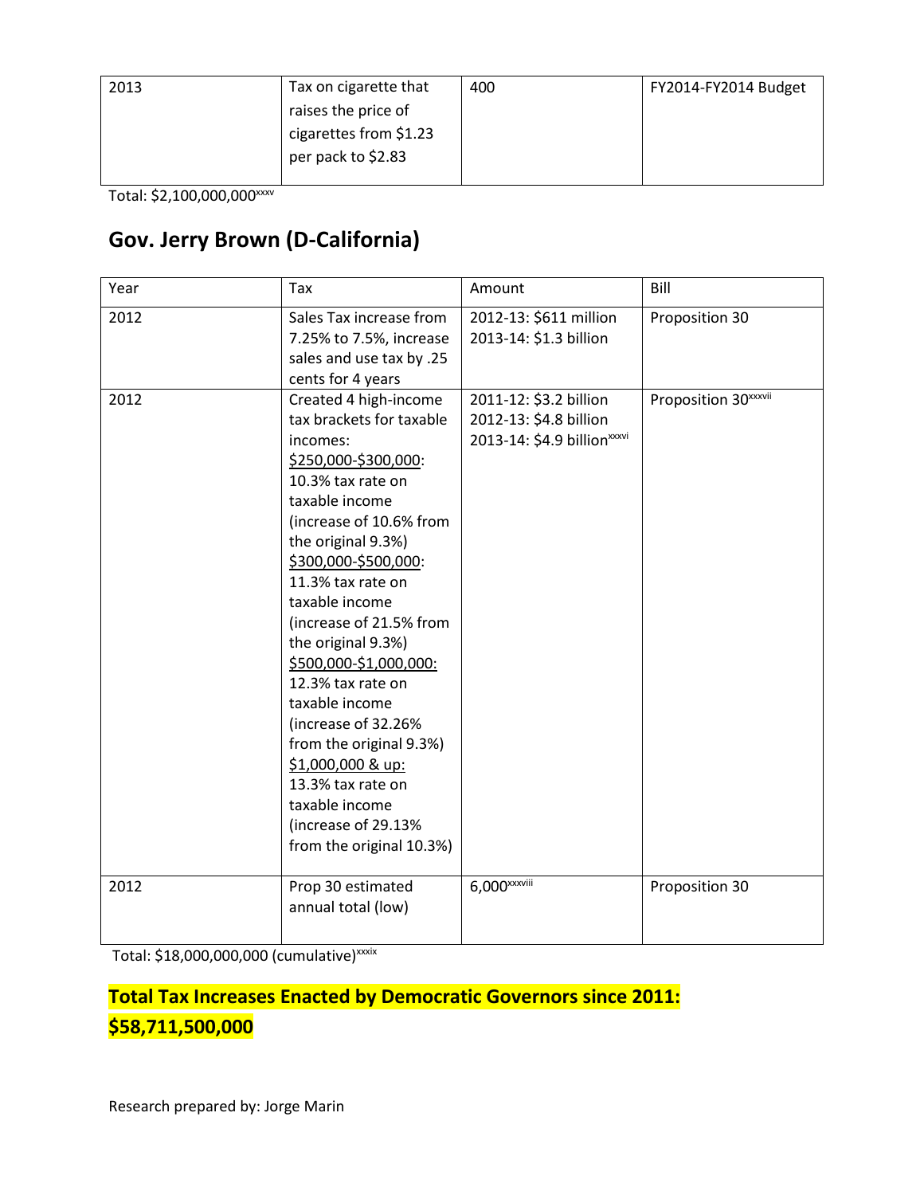| | | | |
|---|---|---|---|
| 2013 | Tax on cigarette that raises the price of cigarettes from $1.23 per pack to $2.83 | 400 | FY2014-FY2014 Budget |

Total: $2,100,000,000[xxxv]

## Gov. Jerry Brown (D-California)

| Year | Tax | Amount | Bill |
|---|---|---|---|
| 2012 | Sales Tax increase from 7.25% to 7.5%, increase sales and use tax by .25 cents for 4 years | 2012-13: $611 million<br>2013-14: $1.3 billion | Proposition 30 |
| 2012 | Created 4 high-income tax brackets for taxable incomes:<br>$250,000-$300,000: 10.3% tax rate on taxable income (increase of 10.6% from the original 9.3%)<br>$300,000-$500,000: 11.3% tax rate on taxable income (increase of 21.5% from the original 9.3%)<br>$500,000-$1,000,000: 12.3% tax rate on taxable income (increase of 32.26% from the original 9.3%)<br>$1,000,000 & up: 13.3% tax rate on taxable income (increase of 29.13% from the original 10.3%) | 2011-12: $3.2 billion<br>2012-13: $4.8 billion<br>2013-14: $4.9 billion[xxxvi] | Proposition 30[xxxvii] |
| 2012 | Prop 30 estimated annual total (low) | 6,000[xxxviii] | Proposition 30 |

Total: $18,000,000,000 (cumulative)[xxxix]

**Total Tax Increases Enacted by Democratic Governors since 2011: $58,711,500,000**

Research prepared by: Jorge Marin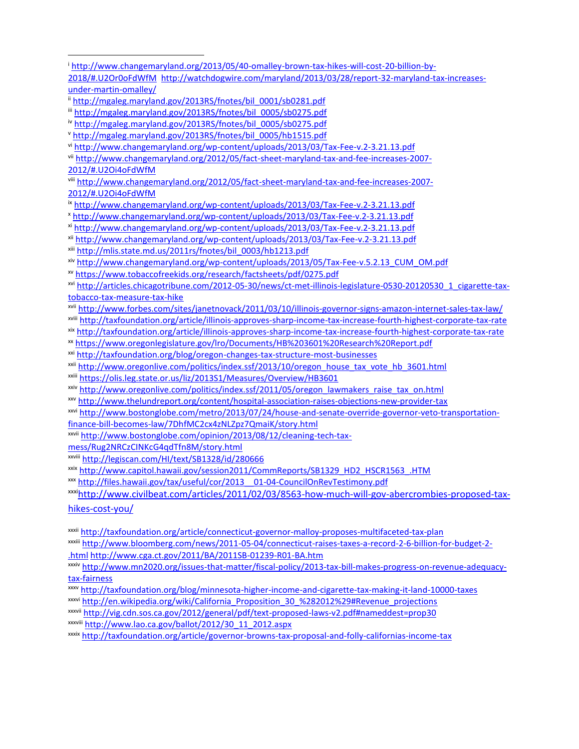---

[i] http://www.changemaryland.org/2013/05/40-omalley-brown-tax-hikes-will-cost-20-billion-by-2018/#.U2Or0oFdWfM http://watchdogwire.com/maryland/2013/03/28/report-32-maryland-tax-increases-under-martin-omalley/

[ii] http://mgaleg.maryland.gov/2013RS/fnotes/bil_0001/sb0281.pdf

[iii] http://mgaleg.maryland.gov/2013RS/fnotes/bil_0005/sb0275.pdf

[iv] http://mgaleg.maryland.gov/2013RS/fnotes/bil_0005/sb0275.pdf

[v] http://mgaleg.maryland.gov/2013RS/fnotes/bil_0005/hb1515.pdf

[vi] http://www.changemaryland.org/wp-content/uploads/2013/03/Tax-Fee-v.2-3.21.13.pdf

[vii] http://www.changemaryland.org/2012/05/fact-sheet-maryland-tax-and-fee-increases-2007-2012/#.U2Oi4oFdWfM

[viii] http://www.changemaryland.org/2012/05/fact-sheet-maryland-tax-and-fee-increases-2007-2012/#.U2Oi4oFdWfM

[ix] http://www.changemaryland.org/wp-content/uploads/2013/03/Tax-Fee-v.2-3.21.13.pdf

[x] http://www.changemaryland.org/wp-content/uploads/2013/03/Tax-Fee-v.2-3.21.13.pdf

[xi] http://www.changemaryland.org/wp-content/uploads/2013/03/Tax-Fee-v.2-3.21.13.pdf

[xii] http://www.changemaryland.org/wp-content/uploads/2013/03/Tax-Fee-v.2-3.21.13.pdf

[xiii] http://mlis.state.md.us/2011rs/fnotes/bil_0003/hb1213.pdf

[xiv] http://www.changemaryland.org/wp-content/uploads/2013/05/Tax-Fee-v.5.2.13_CUM_OM.pdf

[xv] https://www.tobaccofreekids.org/research/factsheets/pdf/0275.pdf

[xvi] http://articles.chicagotribune.com/2012-05-30/news/ct-met-illinois-legislature-0530-20120530_1_cigarette-tax-tobacco-tax-measure-tax-hike

[xvii] http://www.forbes.com/sites/janetnovack/2011/03/10/illinois-governor-signs-amazon-internet-sales-tax-law/

[xviii] http://taxfoundation.org/article/illinois-approves-sharp-income-tax-increase-fourth-highest-corporate-tax-rate

[xix] http://taxfoundation.org/article/illinois-approves-sharp-income-tax-increase-fourth-highest-corporate-tax-rate

[xx] https://www.oregonlegislature.gov/lro/Documents/HB%203601%20Research%20Report.pdf

[xxi] http://taxfoundation.org/blog/oregon-changes-tax-structure-most-businesses

[xxii] http://www.oregonlive.com/politics/index.ssf/2013/10/oregon_house_tax_vote_hb_3601.html

[xxiii] https://olis.leg.state.or.us/liz/2013S1/Measures/Overview/HB3601

[xxiv] http://www.oregonlive.com/politics/index.ssf/2011/05/oregon_lawmakers_raise_tax_on.html

[xxv] http://www.thelundreport.org/content/hospital-association-raises-objections-new-provider-tax

[xxvi] http://www.bostonglobe.com/metro/2013/07/24/house-and-senate-override-governor-veto-transportation-finance-bill-becomes-law/7DhfMC2cx4zNLZpz7QmaiK/story.html

[xxvii] http://www.bostonglobe.com/opinion/2013/08/12/cleaning-tech-tax-mess/Rug2NRCzCINKcG4qdTfn8M/story.html

[xxviii] http://legiscan.com/HI/text/SB1328/id/280666

[xxix] http://www.capitol.hawaii.gov/session2011/CommReports/SB1329_HD2_HSCR1563_.HTM

[xxx] http://files.hawaii.gov/tax/useful/cor/2013__01-04-CouncilOnRevTestimony.pdf

[xxxi] http://www.civilbeat.com/articles/2011/02/03/8563-how-much-will-gov-abercrombies-proposed-tax-hikes-cost-you/

[xxxii] http://taxfoundation.org/article/connecticut-governor-malloy-proposes-multifaceted-tax-plan

[xxxiii] http://www.bloomberg.com/news/2011-05-04/connecticut-raises-taxes-a-record-2-6-billion-for-budget-2-.html http://www.cga.ct.gov/2011/BA/2011SB-01239-R01-BA.htm

[xxxiv] http://www.mn2020.org/issues-that-matter/fiscal-policy/2013-tax-bill-makes-progress-on-revenue-adequacy-tax-fairness

[xxxv] http://taxfoundation.org/blog/minnesota-higher-income-and-cigarette-tax-making-it-land-10000-taxes

[xxxvi] http://en.wikipedia.org/wiki/California_Proposition_30_%282012%29#Revenue_projections

[xxxvii] http://vig.cdn.sos.ca.gov/2012/general/pdf/text-proposed-laws-v2.pdf#nameddest=prop30

[xxxviii] http://www.lao.ca.gov/ballot/2012/30_11_2012.aspx

[xxxix] http://taxfoundation.org/article/governor-browns-tax-proposal-and-folly-californias-income-tax